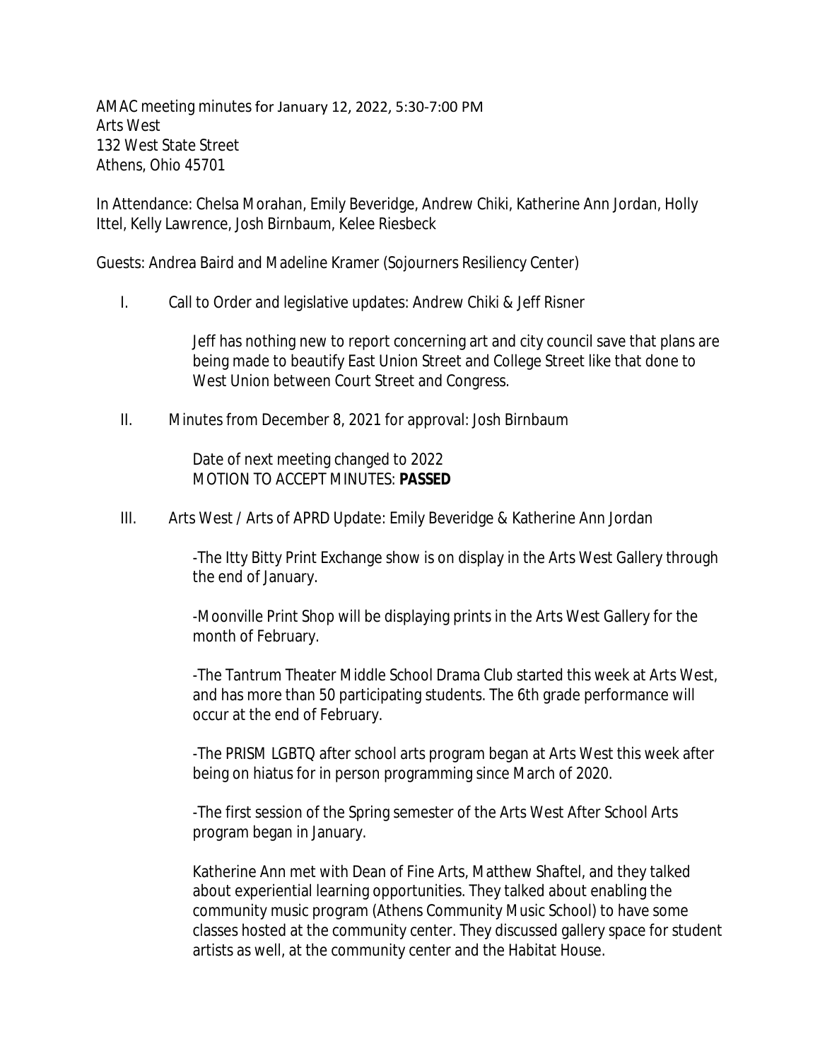AMAC meeting minutes for January 12, 2022, 5:30-7:00 PM
Arts West
132 West State Street
Athens, Ohio 45701

In Attendance: Chelsa Morahan, Emily Beveridge, Andrew Chiki, Katherine Ann Jordan, Holly Ittel, Kelly Lawrence, Josh Birnbaum, Kelee Riesbeck

Guests: Andrea Baird and Madeline Kramer (Sojourners Resiliency Center)

I. Call to Order and legislative updates: Andrew Chiki & Jeff Risner

Jeff has nothing new to report concerning art and city council save that plans are being made to beautify East Union Street and College Street like that done to West Union between Court Street and Congress.

II. Minutes from December 8, 2021 for approval: Josh Birnbaum

Date of next meeting changed to 2022
MOTION TO ACCEPT MINUTES: **PASSED**

III. Arts West / Arts of APRD Update: Emily Beveridge & Katherine Ann Jordan

-The Itty Bitty Print Exchange show is on display in the Arts West Gallery through the end of January.

-Moonville Print Shop will be displaying prints in the Arts West Gallery for the month of February.

-The Tantrum Theater Middle School Drama Club started this week at Arts West, and has more than 50 participating students. The 6th grade performance will occur at the end of February.

-The PRISM LGBTQ after school arts program began at Arts West this week after being on hiatus for in person programming since March of 2020.

-The first session of the Spring semester of the Arts West After School Arts program began in January.

Katherine Ann met with Dean of Fine Arts, Matthew Shaftel, and they talked about experiential learning opportunities. They talked about enabling the community music program (Athens Community Music School) to have some classes hosted at the community center. They discussed gallery space for student artists as well, at the community center and the Habitat House.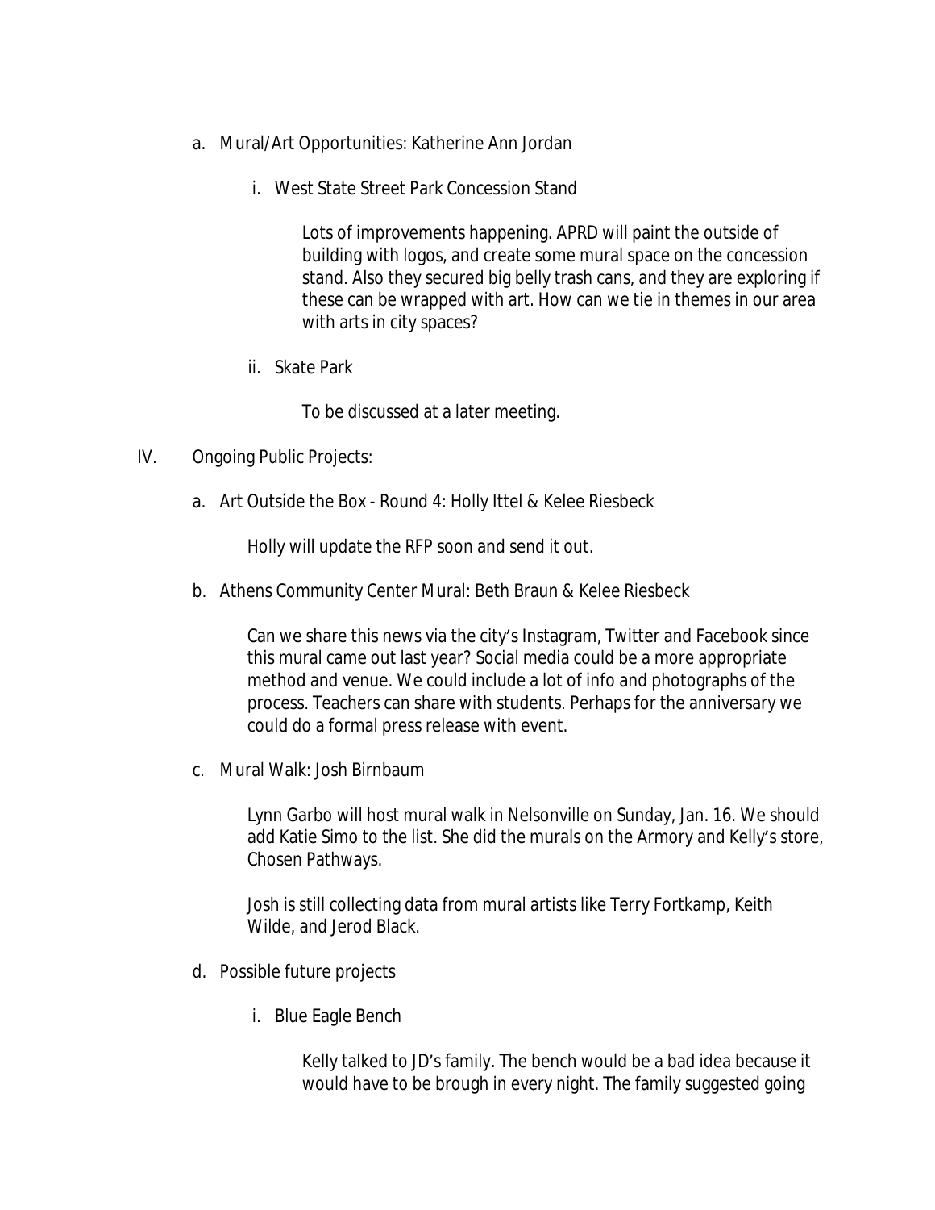a. Mural/Art Opportunities: Katherine Ann Jordan

   i. West State Street Park Concession Stand

      Lots of improvements happening. APRD will paint the outside of building with logos, and create some mural space on the concession stand. Also they secured big belly trash cans, and they are exploring if these can be wrapped with art. How can we tie in themes in our area with arts in city spaces?

   ii. Skate Park

      To be discussed at a later meeting.

IV. Ongoing Public Projects:

a. Art Outside the Box - Round 4: Holly Ittel & Kelee Riesbeck

   Holly will update the RFP soon and send it out.

b. Athens Community Center Mural: Beth Braun & Kelee Riesbeck

   Can we share this news via the city's Instagram, Twitter and Facebook since this mural came out last year? Social media could be a more appropriate method and venue. We could include a lot of info and photographs of the process. Teachers can share with students. Perhaps for the anniversary we could do a formal press release with event.

c. Mural Walk: Josh Birnbaum

   Lynn Garbo will host mural walk in Nelsonville on Sunday, Jan. 16. We should add Katie Simo to the list. She did the murals on the Armory and Kelly's store, Chosen Pathways.

   Josh is still collecting data from mural artists like Terry Fortkamp, Keith Wilde, and Jerod Black.

d. Possible future projects

   i. Blue Eagle Bench

      Kelly talked to JD's family. The bench would be a bad idea because it would have to be brough in every night. The family suggested going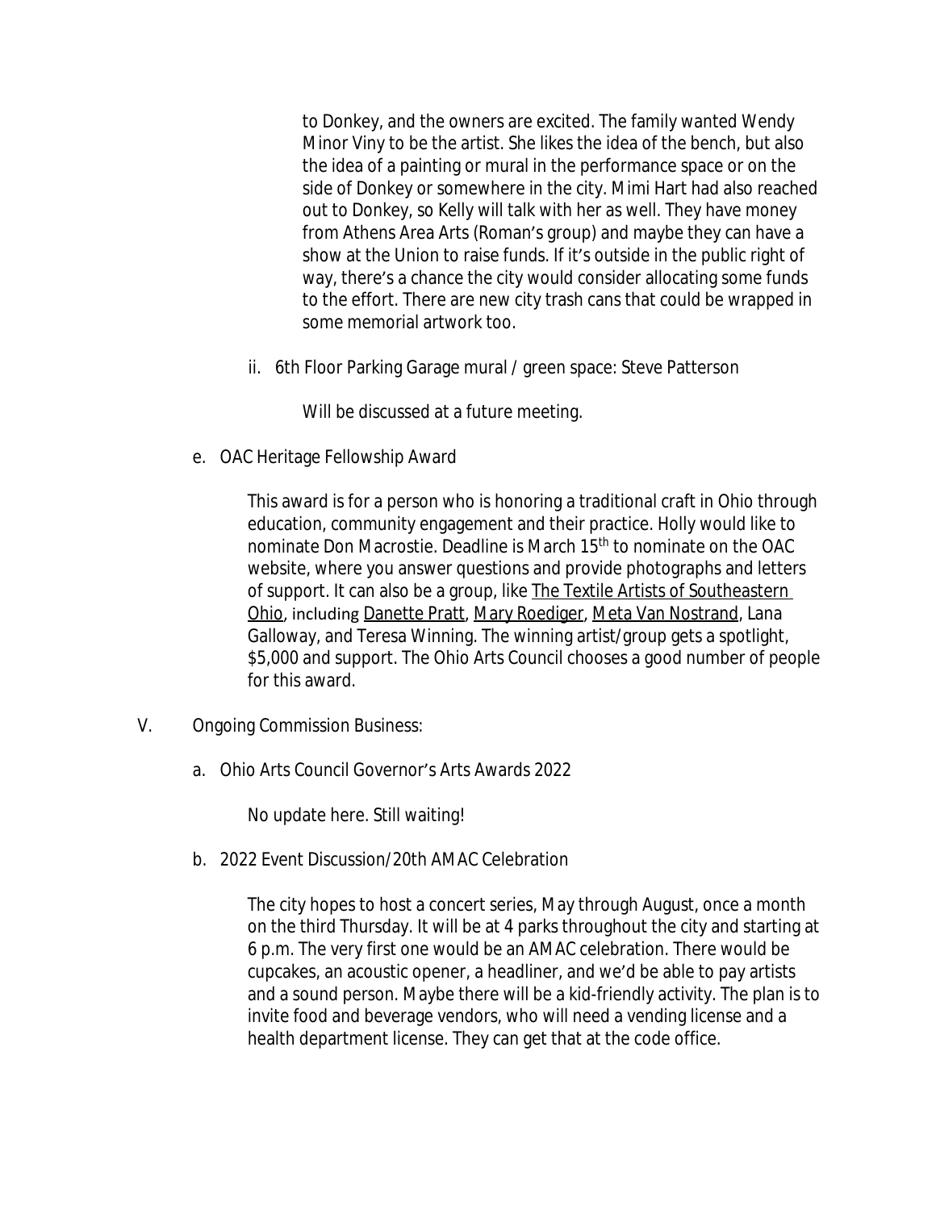to Donkey, and the owners are excited. The family wanted Wendy Minor Viny to be the artist. She likes the idea of the bench, but also the idea of a painting or mural in the performance space or on the side of Donkey or somewhere in the city. Mimi Hart had also reached out to Donkey, so Kelly will talk with her as well. They have money from Athens Area Arts (Roman's group) and maybe they can have a show at the Union to raise funds. If it's outside in the public right of way, there's a chance the city would consider allocating some funds to the effort. There are new city trash cans that could be wrapped in some memorial artwork too.

ii. 6th Floor Parking Garage mural / green space: Steve Patterson

Will be discussed at a future meeting.

e. OAC Heritage Fellowship Award

This award is for a person who is honoring a traditional craft in Ohio through education, community engagement and their practice. Holly would like to nominate Don Macrostie. Deadline is March 15th to nominate on the OAC website, where you answer questions and provide photographs and letters of support. It can also be a group, like The Textile Artists of Southeastern Ohio, including Danette Pratt, Mary Roediger, Meta Van Nostrand, Lana Galloway, and Teresa Winning. The winning artist/group gets a spotlight, $5,000 and support. The Ohio Arts Council chooses a good number of people for this award.

V. Ongoing Commission Business:

a. Ohio Arts Council Governor's Arts Awards 2022

No update here. Still waiting!

b. 2022 Event Discussion/20th AMAC Celebration

The city hopes to host a concert series, May through August, once a month on the third Thursday. It will be at 4 parks throughout the city and starting at 6 p.m. The very first one would be an AMAC celebration. There would be cupcakes, an acoustic opener, a headliner, and we'd be able to pay artists and a sound person. Maybe there will be a kid-friendly activity. The plan is to invite food and beverage vendors, who will need a vending license and a health department license. They can get that at the code office.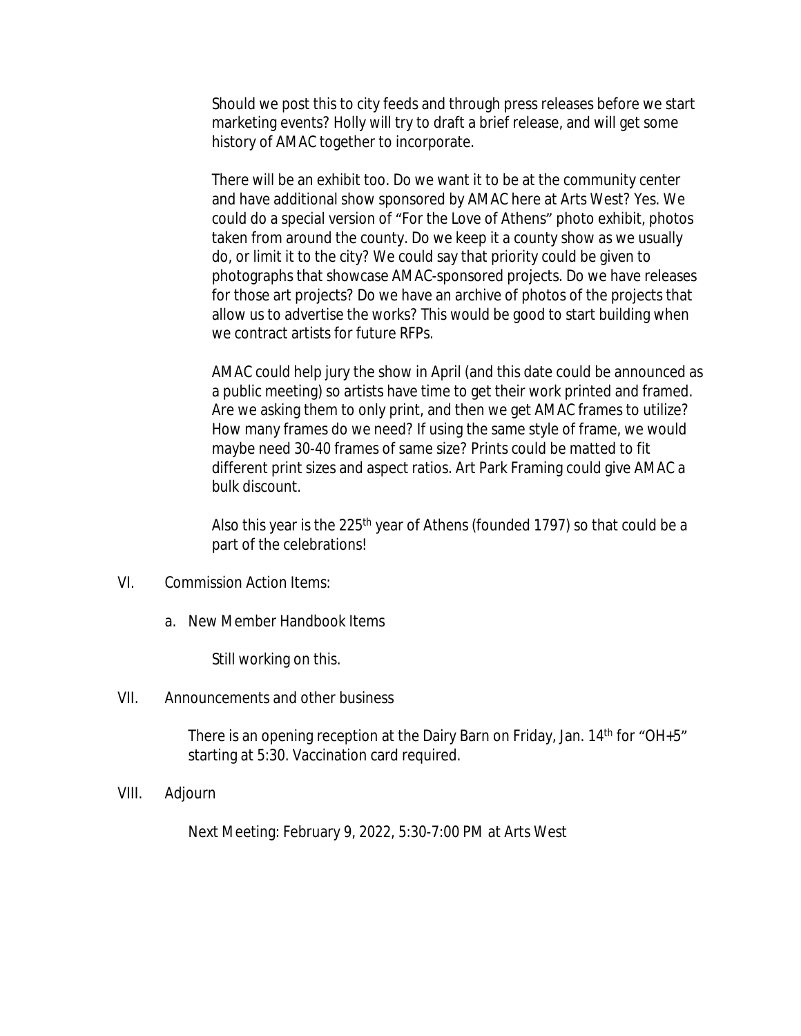Should we post this to city feeds and through press releases before we start marketing events? Holly will try to draft a brief release, and will get some history of AMAC together to incorporate.

There will be an exhibit too. Do we want it to be at the community center and have additional show sponsored by AMAC here at Arts West? Yes. We could do a special version of "For the Love of Athens" photo exhibit, photos taken from around the county. Do we keep it a county show as we usually do, or limit it to the city? We could say that priority could be given to photographs that showcase AMAC-sponsored projects. Do we have releases for those art projects? Do we have an archive of photos of the projects that allow us to advertise the works? This would be good to start building when we contract artists for future RFPs.

AMAC could help jury the show in April (and this date could be announced as a public meeting) so artists have time to get their work printed and framed. Are we asking them to only print, and then we get AMAC frames to utilize? How many frames do we need? If using the same style of frame, we would maybe need 30-40 frames of same size? Prints could be matted to fit different print sizes and aspect ratios. Art Park Framing could give AMAC a bulk discount.

Also this year is the 225th year of Athens (founded 1797) so that could be a part of the celebrations!

VI. Commission Action Items:

a. New Member Handbook Items

Still working on this.

VII. Announcements and other business

There is an opening reception at the Dairy Barn on Friday, Jan. 14th for "OH+5" starting at 5:30. Vaccination card required.

VIII. Adjourn

Next Meeting: February 9, 2022, 5:30-7:00 PM at Arts West